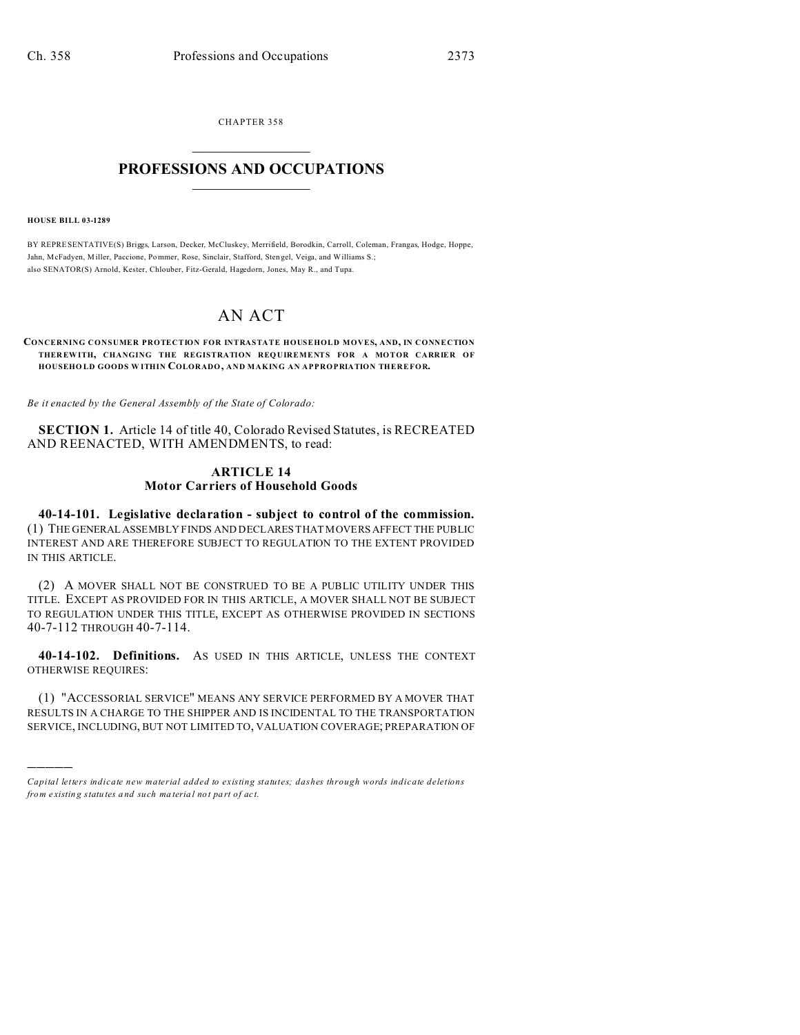CHAPTER 358

# PROFESSIONS AND OCCUPATIONS

**HOUSE BILL 03-1289**

BY REPRESENTATIVE(S) Briggs, Larson, Decker, McCluskey, Merrifield, Borodkin, Carroll, Coleman, Frangas, Hodge, Hoppe, Jahn, McFadyen, Miller, Paccione, Pommer, Rose, Sinclair, Stafford, Stengel, Veiga, and Williams S.;
also SENATOR(S) Arnold, Kester, Chlouber, Fitz-Gerald, Hagedorn, Jones, May R., and Tupa.

# AN ACT

**CONCERNING CONSUMER PROTECTION FOR INTRASTATE HOUSEHOLD MOVES, AND, IN CONNECTION THEREWITH, CHANGING THE REGISTRATION REQUIREMENTS FOR A MOTOR CARRIER OF HOUSEHOLD GOODS WITHIN COLORADO, AND MAKING AN APPROPRIATION THEREFOR.**

*Be it enacted by the General Assembly of the State of Colorado:*

**SECTION 1.** Article 14 of title 40, Colorado Revised Statutes, is RECREATED AND REENACTED, WITH AMENDMENTS, to read:

## ARTICLE 14
## Motor Carriers of Household Goods

**40-14-101. Legislative declaration - subject to control of the commission.** (1) THE GENERAL ASSEMBLY FINDS AND DECLARES THAT MOVERS AFFECT THE PUBLIC INTEREST AND ARE THEREFORE SUBJECT TO REGULATION TO THE EXTENT PROVIDED IN THIS ARTICLE.

(2) A MOVER SHALL NOT BE CONSTRUED TO BE A PUBLIC UTILITY UNDER THIS TITLE. EXCEPT AS PROVIDED FOR IN THIS ARTICLE, A MOVER SHALL NOT BE SUBJECT TO REGULATION UNDER THIS TITLE, EXCEPT AS OTHERWISE PROVIDED IN SECTIONS 40-7-112 THROUGH 40-7-114.

**40-14-102. Definitions.** AS USED IN THIS ARTICLE, UNLESS THE CONTEXT OTHERWISE REQUIRES:

(1) "ACCESSORIAL SERVICE" MEANS ANY SERVICE PERFORMED BY A MOVER THAT RESULTS IN A CHARGE TO THE SHIPPER AND IS INCIDENTAL TO THE TRANSPORTATION SERVICE, INCLUDING, BUT NOT LIMITED TO, VALUATION COVERAGE; PREPARATION OF

---

*Capital letters indicate new material added to existing statutes; dashes through words indicate deletions from existing statutes and such material not part of act.*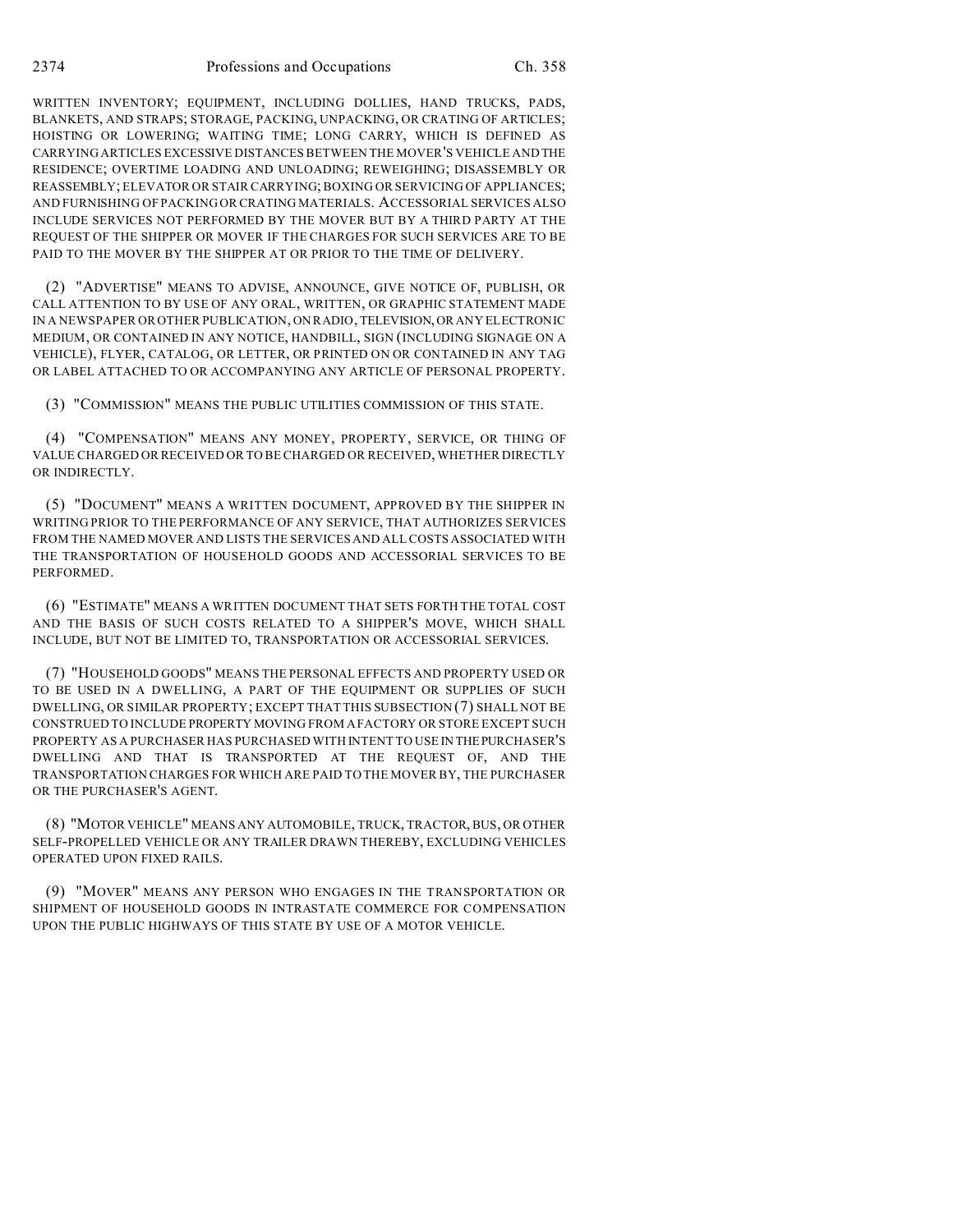WRITTEN INVENTORY; EQUIPMENT, INCLUDING DOLLIES, HAND TRUCKS, PADS, BLANKETS, AND STRAPS; STORAGE, PACKING, UNPACKING, OR CRATING OF ARTICLES; HOISTING OR LOWERING; WAITING TIME; LONG CARRY, WHICH IS DEFINED AS CARRYING ARTICLES EXCESSIVE DISTANCES BETWEEN THE MOVER'S VEHICLE AND THE RESIDENCE; OVERTIME LOADING AND UNLOADING; REWEIGHING; DISASSEMBLY OR REASSEMBLY; ELEVATOR OR STAIR CARRYING; BOXING OR SERVICING OF APPLIANCES; AND FURNISHING OF PACKING OR CRATING MATERIALS. ACCESSORIAL SERVICES ALSO INCLUDE SERVICES NOT PERFORMED BY THE MOVER BUT BY A THIRD PARTY AT THE REQUEST OF THE SHIPPER OR MOVER IF THE CHARGES FOR SUCH SERVICES ARE TO BE PAID TO THE MOVER BY THE SHIPPER AT OR PRIOR TO THE TIME OF DELIVERY.

(2) "ADVERTISE" MEANS TO ADVISE, ANNOUNCE, GIVE NOTICE OF, PUBLISH, OR CALL ATTENTION TO BY USE OF ANY ORAL, WRITTEN, OR GRAPHIC STATEMENT MADE IN A NEWSPAPER OR OTHER PUBLICATION, ON RADIO, TELEVISION, OR ANY ELECTRONIC MEDIUM, OR CONTAINED IN ANY NOTICE, HANDBILL, SIGN (INCLUDING SIGNAGE ON A VEHICLE), FLYER, CATALOG, OR LETTER, OR PRINTED ON OR CONTAINED IN ANY TAG OR LABEL ATTACHED TO OR ACCOMPANYING ANY ARTICLE OF PERSONAL PROPERTY.

(3) "COMMISSION" MEANS THE PUBLIC UTILITIES COMMISSION OF THIS STATE.

(4) "COMPENSATION" MEANS ANY MONEY, PROPERTY, SERVICE, OR THING OF VALUE CHARGED OR RECEIVED OR TO BE CHARGED OR RECEIVED, WHETHER DIRECTLY OR INDIRECTLY.

(5) "DOCUMENT" MEANS A WRITTEN DOCUMENT, APPROVED BY THE SHIPPER IN WRITING PRIOR TO THE PERFORMANCE OF ANY SERVICE, THAT AUTHORIZES SERVICES FROM THE NAMED MOVER AND LISTS THE SERVICES AND ALL COSTS ASSOCIATED WITH THE TRANSPORTATION OF HOUSEHOLD GOODS AND ACCESSORIAL SERVICES TO BE PERFORMED.

(6) "ESTIMATE" MEANS A WRITTEN DOCUMENT THAT SETS FORTH THE TOTAL COST AND THE BASIS OF SUCH COSTS RELATED TO A SHIPPER'S MOVE, WHICH SHALL INCLUDE, BUT NOT BE LIMITED TO, TRANSPORTATION OR ACCESSORIAL SERVICES.

(7) "HOUSEHOLD GOODS" MEANS THE PERSONAL EFFECTS AND PROPERTY USED OR TO BE USED IN A DWELLING, A PART OF THE EQUIPMENT OR SUPPLIES OF SUCH DWELLING, OR SIMILAR PROPERTY; EXCEPT THAT THIS SUBSECTION (7) SHALL NOT BE CONSTRUED TO INCLUDE PROPERTY MOVING FROM A FACTORY OR STORE EXCEPT SUCH PROPERTY AS A PURCHASER HAS PURCHASED WITH INTENT TO USE IN THE PURCHASER'S DWELLING AND THAT IS TRANSPORTED AT THE REQUEST OF, AND THE TRANSPORTATION CHARGES FOR WHICH ARE PAID TO THE MOVER BY, THE PURCHASER OR THE PURCHASER'S AGENT.

(8) "MOTOR VEHICLE" MEANS ANY AUTOMOBILE, TRUCK, TRACTOR, BUS, OR OTHER SELF-PROPELLED VEHICLE OR ANY TRAILER DRAWN THEREBY, EXCLUDING VEHICLES OPERATED UPON FIXED RAILS.

(9) "MOVER" MEANS ANY PERSON WHO ENGAGES IN THE TRANSPORTATION OR SHIPMENT OF HOUSEHOLD GOODS IN INTRASTATE COMMERCE FOR COMPENSATION UPON THE PUBLIC HIGHWAYS OF THIS STATE BY USE OF A MOTOR VEHICLE.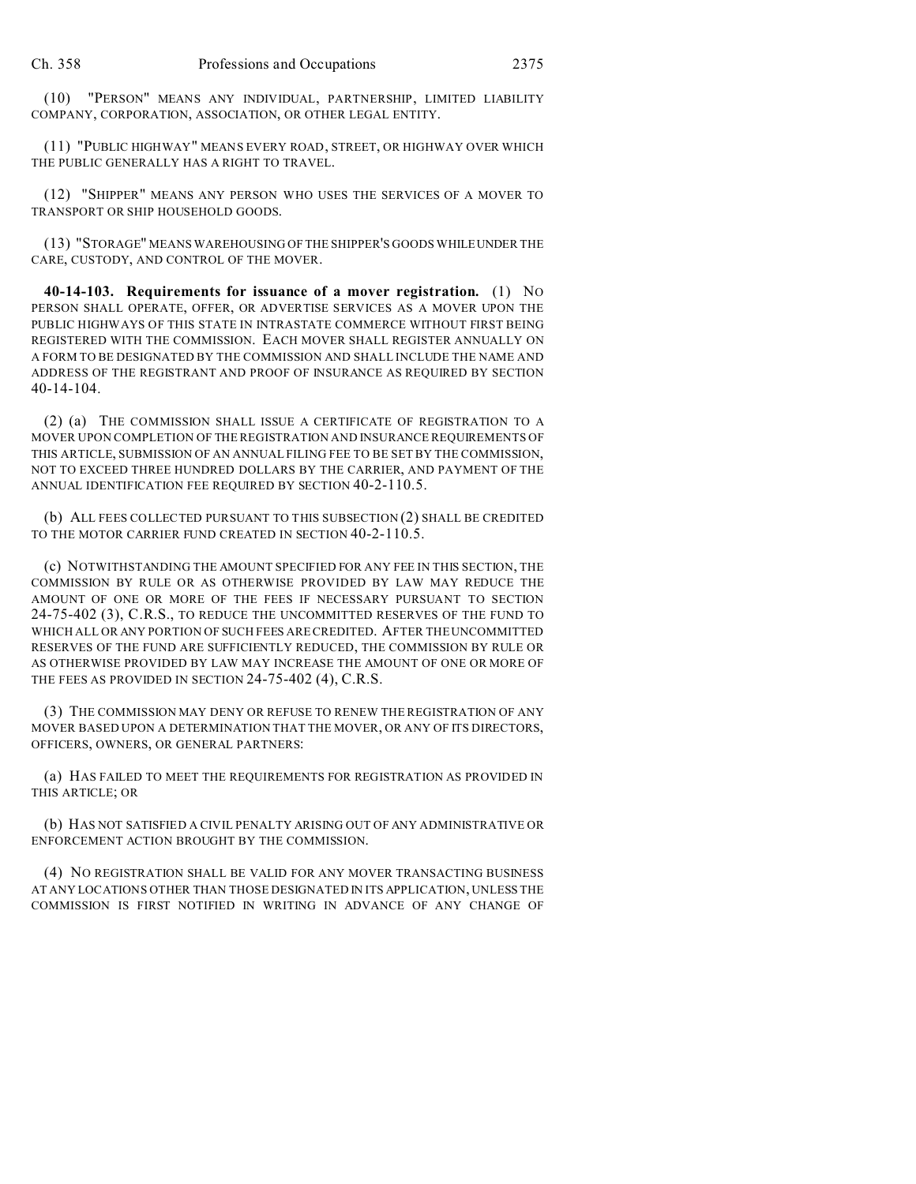(10) "PERSON" MEANS ANY INDIVIDUAL, PARTNERSHIP, LIMITED LIABILITY COMPANY, CORPORATION, ASSOCIATION, OR OTHER LEGAL ENTITY.

(11) "PUBLIC HIGHWAY" MEANS EVERY ROAD, STREET, OR HIGHWAY OVER WHICH THE PUBLIC GENERALLY HAS A RIGHT TO TRAVEL.

(12) "SHIPPER" MEANS ANY PERSON WHO USES THE SERVICES OF A MOVER TO TRANSPORT OR SHIP HOUSEHOLD GOODS.

(13) "STORAGE" MEANS WAREHOUSING OF THE SHIPPER'S GOODS WHILE UNDER THE CARE, CUSTODY, AND CONTROL OF THE MOVER.

**40-14-103. Requirements for issuance of a mover registration.** (1) NO PERSON SHALL OPERATE, OFFER, OR ADVERTISE SERVICES AS A MOVER UPON THE PUBLIC HIGHWAYS OF THIS STATE IN INTRASTATE COMMERCE WITHOUT FIRST BEING REGISTERED WITH THE COMMISSION. EACH MOVER SHALL REGISTER ANNUALLY ON A FORM TO BE DESIGNATED BY THE COMMISSION AND SHALL INCLUDE THE NAME AND ADDRESS OF THE REGISTRANT AND PROOF OF INSURANCE AS REQUIRED BY SECTION 40-14-104.

(2) (a) THE COMMISSION SHALL ISSUE A CERTIFICATE OF REGISTRATION TO A MOVER UPON COMPLETION OF THE REGISTRATION AND INSURANCE REQUIREMENTS OF THIS ARTICLE, SUBMISSION OF AN ANNUAL FILING FEE TO BE SET BY THE COMMISSION, NOT TO EXCEED THREE HUNDRED DOLLARS BY THE CARRIER, AND PAYMENT OF THE ANNUAL IDENTIFICATION FEE REQUIRED BY SECTION 40-2-110.5.

(b) ALL FEES COLLECTED PURSUANT TO THIS SUBSECTION (2) SHALL BE CREDITED TO THE MOTOR CARRIER FUND CREATED IN SECTION 40-2-110.5.

(c) NOTWITHSTANDING THE AMOUNT SPECIFIED FOR ANY FEE IN THIS SECTION, THE COMMISSION BY RULE OR AS OTHERWISE PROVIDED BY LAW MAY REDUCE THE AMOUNT OF ONE OR MORE OF THE FEES IF NECESSARY PURSUANT TO SECTION 24-75-402 (3), C.R.S., TO REDUCE THE UNCOMMITTED RESERVES OF THE FUND TO WHICH ALL OR ANY PORTION OF SUCH FEES ARE CREDITED. AFTER THE UNCOMMITTED RESERVES OF THE FUND ARE SUFFICIENTLY REDUCED, THE COMMISSION BY RULE OR AS OTHERWISE PROVIDED BY LAW MAY INCREASE THE AMOUNT OF ONE OR MORE OF THE FEES AS PROVIDED IN SECTION 24-75-402 (4), C.R.S.

(3) THE COMMISSION MAY DENY OR REFUSE TO RENEW THE REGISTRATION OF ANY MOVER BASED UPON A DETERMINATION THAT THE MOVER, OR ANY OF ITS DIRECTORS, OFFICERS, OWNERS, OR GENERAL PARTNERS:

(a) HAS FAILED TO MEET THE REQUIREMENTS FOR REGISTRATION AS PROVIDED IN THIS ARTICLE; OR

(b) HAS NOT SATISFIED A CIVIL PENALTY ARISING OUT OF ANY ADMINISTRATIVE OR ENFORCEMENT ACTION BROUGHT BY THE COMMISSION.

(4) NO REGISTRATION SHALL BE VALID FOR ANY MOVER TRANSACTING BUSINESS AT ANY LOCATIONS OTHER THAN THOSE DESIGNATED IN ITS APPLICATION, UNLESS THE COMMISSION IS FIRST NOTIFIED IN WRITING IN ADVANCE OF ANY CHANGE OF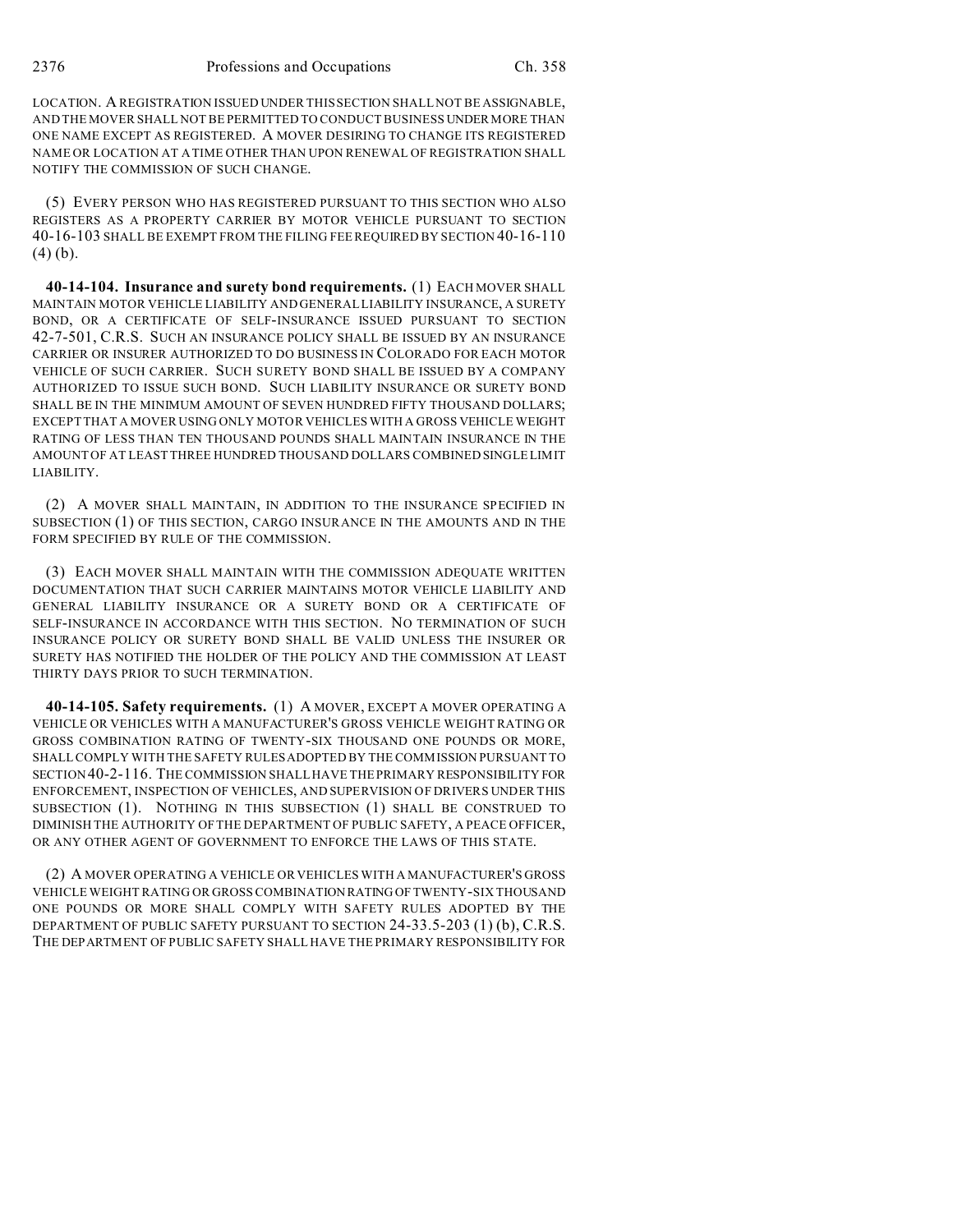LOCATION. A REGISTRATION ISSUED UNDER THIS SECTION SHALL NOT BE ASSIGNABLE, AND THE MOVER SHALL NOT BE PERMITTED TO CONDUCT BUSINESS UNDER MORE THAN ONE NAME EXCEPT AS REGISTERED. A MOVER DESIRING TO CHANGE ITS REGISTERED NAME OR LOCATION AT A TIME OTHER THAN UPON RENEWAL OF REGISTRATION SHALL NOTIFY THE COMMISSION OF SUCH CHANGE.

(5) EVERY PERSON WHO HAS REGISTERED PURSUANT TO THIS SECTION WHO ALSO REGISTERS AS A PROPERTY CARRIER BY MOTOR VEHICLE PURSUANT TO SECTION 40-16-103 SHALL BE EXEMPT FROM THE FILING FEE REQUIRED BY SECTION 40-16-110 (4) (b).

**40-14-104. Insurance and surety bond requirements.** (1) EACH MOVER SHALL MAINTAIN MOTOR VEHICLE LIABILITY AND GENERAL LIABILITY INSURANCE, A SURETY BOND, OR A CERTIFICATE OF SELF-INSURANCE ISSUED PURSUANT TO SECTION 42-7-501, C.R.S. SUCH AN INSURANCE POLICY SHALL BE ISSUED BY AN INSURANCE CARRIER OR INSURER AUTHORIZED TO DO BUSINESS IN COLORADO FOR EACH MOTOR VEHICLE OF SUCH CARRIER. SUCH SURETY BOND SHALL BE ISSUED BY A COMPANY AUTHORIZED TO ISSUE SUCH BOND. SUCH LIABILITY INSURANCE OR SURETY BOND SHALL BE IN THE MINIMUM AMOUNT OF SEVEN HUNDRED FIFTY THOUSAND DOLLARS; EXCEPT THAT A MOVER USING ONLY MOTOR VEHICLES WITH A GROSS VEHICLE WEIGHT RATING OF LESS THAN TEN THOUSAND POUNDS SHALL MAINTAIN INSURANCE IN THE AMOUNT OF AT LEAST THREE HUNDRED THOUSAND DOLLARS COMBINED SINGLE LIMIT LIABILITY.

(2) A MOVER SHALL MAINTAIN, IN ADDITION TO THE INSURANCE SPECIFIED IN SUBSECTION (1) OF THIS SECTION, CARGO INSURANCE IN THE AMOUNTS AND IN THE FORM SPECIFIED BY RULE OF THE COMMISSION.

(3) EACH MOVER SHALL MAINTAIN WITH THE COMMISSION ADEQUATE WRITTEN DOCUMENTATION THAT SUCH CARRIER MAINTAINS MOTOR VEHICLE LIABILITY AND GENERAL LIABILITY INSURANCE OR A SURETY BOND OR A CERTIFICATE OF SELF-INSURANCE IN ACCORDANCE WITH THIS SECTION. NO TERMINATION OF SUCH INSURANCE POLICY OR SURETY BOND SHALL BE VALID UNLESS THE INSURER OR SURETY HAS NOTIFIED THE HOLDER OF THE POLICY AND THE COMMISSION AT LEAST THIRTY DAYS PRIOR TO SUCH TERMINATION.

**40-14-105. Safety requirements.** (1) A MOVER, EXCEPT A MOVER OPERATING A VEHICLE OR VEHICLES WITH A MANUFACTURER'S GROSS VEHICLE WEIGHT RATING OR GROSS COMBINATION RATING OF TWENTY-SIX THOUSAND ONE POUNDS OR MORE, SHALL COMPLY WITH THE SAFETY RULES ADOPTED BY THE COMMISSION PURSUANT TO SECTION 40-2-116. THE COMMISSION SHALL HAVE THE PRIMARY RESPONSIBILITY FOR ENFORCEMENT, INSPECTION OF VEHICLES, AND SUPERVISION OF DRIVERS UNDER THIS SUBSECTION (1). NOTHING IN THIS SUBSECTION (1) SHALL BE CONSTRUED TO DIMINISH THE AUTHORITY OF THE DEPARTMENT OF PUBLIC SAFETY, A PEACE OFFICER, OR ANY OTHER AGENT OF GOVERNMENT TO ENFORCE THE LAWS OF THIS STATE.

(2) A MOVER OPERATING A VEHICLE OR VEHICLES WITH A MANUFACTURER'S GROSS VEHICLE WEIGHT RATING OR GROSS COMBINATION RATING OF TWENTY-SIX THOUSAND ONE POUNDS OR MORE SHALL COMPLY WITH SAFETY RULES ADOPTED BY THE DEPARTMENT OF PUBLIC SAFETY PURSUANT TO SECTION 24-33.5-203 (1) (b), C.R.S. THE DEPARTMENT OF PUBLIC SAFETY SHALL HAVE THE PRIMARY RESPONSIBILITY FOR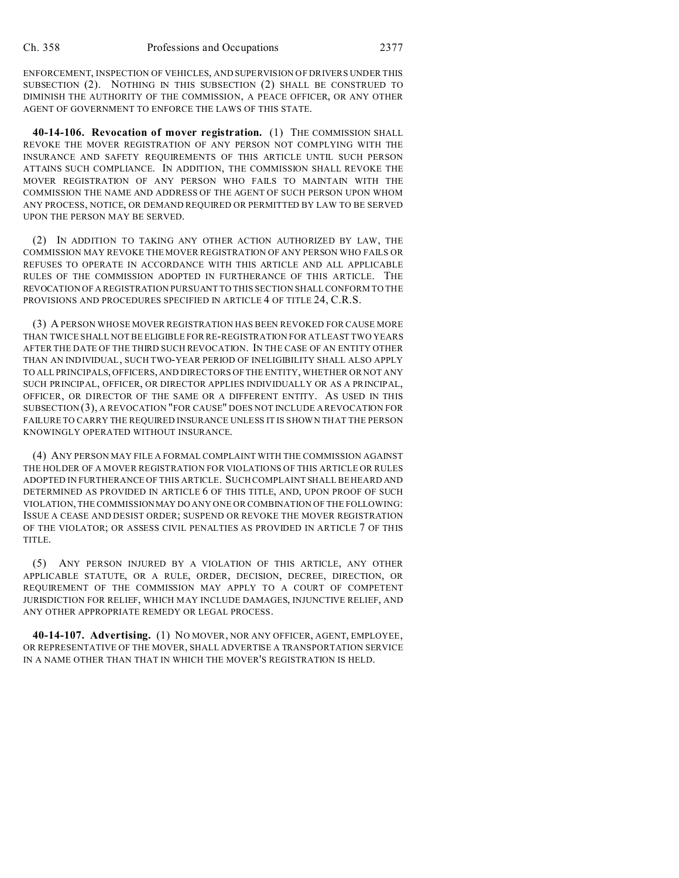ENFORCEMENT, INSPECTION OF VEHICLES, AND SUPERVISION OF DRIVERS UNDER THIS SUBSECTION (2). NOTHING IN THIS SUBSECTION (2) SHALL BE CONSTRUED TO DIMINISH THE AUTHORITY OF THE COMMISSION, A PEACE OFFICER, OR ANY OTHER AGENT OF GOVERNMENT TO ENFORCE THE LAWS OF THIS STATE.

**40-14-106. Revocation of mover registration.** (1) THE COMMISSION SHALL REVOKE THE MOVER REGISTRATION OF ANY PERSON NOT COMPLYING WITH THE INSURANCE AND SAFETY REQUIREMENTS OF THIS ARTICLE UNTIL SUCH PERSON ATTAINS SUCH COMPLIANCE. IN ADDITION, THE COMMISSION SHALL REVOKE THE MOVER REGISTRATION OF ANY PERSON WHO FAILS TO MAINTAIN WITH THE COMMISSION THE NAME AND ADDRESS OF THE AGENT OF SUCH PERSON UPON WHOM ANY PROCESS, NOTICE, OR DEMAND REQUIRED OR PERMITTED BY LAW TO BE SERVED UPON THE PERSON MAY BE SERVED.

(2) IN ADDITION TO TAKING ANY OTHER ACTION AUTHORIZED BY LAW, THE COMMISSION MAY REVOKE THE MOVER REGISTRATION OF ANY PERSON WHO FAILS OR REFUSES TO OPERATE IN ACCORDANCE WITH THIS ARTICLE AND ALL APPLICABLE RULES OF THE COMMISSION ADOPTED IN FURTHERANCE OF THIS ARTICLE. THE REVOCATION OF A REGISTRATION PURSUANT TO THIS SECTION SHALL CONFORM TO THE PROVISIONS AND PROCEDURES SPECIFIED IN ARTICLE 4 OF TITLE 24, C.R.S.

(3) A PERSON WHOSE MOVER REGISTRATION HAS BEEN REVOKED FOR CAUSE MORE THAN TWICE SHALL NOT BE ELIGIBLE FOR RE-REGISTRATION FOR AT LEAST TWO YEARS AFTER THE DATE OF THE THIRD SUCH REVOCATION. IN THE CASE OF AN ENTITY OTHER THAN AN INDIVIDUAL, SUCH TWO-YEAR PERIOD OF INELIGIBILITY SHALL ALSO APPLY TO ALL PRINCIPALS, OFFICERS, AND DIRECTORS OF THE ENTITY, WHETHER OR NOT ANY SUCH PRINCIPAL, OFFICER, OR DIRECTOR APPLIES INDIVIDUALLY OR AS A PRINCIPAL, OFFICER, OR DIRECTOR OF THE SAME OR A DIFFERENT ENTITY. AS USED IN THIS SUBSECTION (3), A REVOCATION "FOR CAUSE" DOES NOT INCLUDE A REVOCATION FOR FAILURE TO CARRY THE REQUIRED INSURANCE UNLESS IT IS SHOWN THAT THE PERSON KNOWINGLY OPERATED WITHOUT INSURANCE.

(4) ANY PERSON MAY FILE A FORMAL COMPLAINT WITH THE COMMISSION AGAINST THE HOLDER OF A MOVER REGISTRATION FOR VIOLATIONS OF THIS ARTICLE OR RULES ADOPTED IN FURTHERANCE OF THIS ARTICLE. SUCH COMPLAINT SHALL BE HEARD AND DETERMINED AS PROVIDED IN ARTICLE 6 OF THIS TITLE, AND, UPON PROOF OF SUCH VIOLATION, THE COMMISSION MAY DO ANY ONE OR COMBINATION OF THE FOLLOWING: ISSUE A CEASE AND DESIST ORDER; SUSPEND OR REVOKE THE MOVER REGISTRATION OF THE VIOLATOR; OR ASSESS CIVIL PENALTIES AS PROVIDED IN ARTICLE 7 OF THIS TITLE.

(5) ANY PERSON INJURED BY A VIOLATION OF THIS ARTICLE, ANY OTHER APPLICABLE STATUTE, OR A RULE, ORDER, DECISION, DECREE, DIRECTION, OR REQUIREMENT OF THE COMMISSION MAY APPLY TO A COURT OF COMPETENT JURISDICTION FOR RELIEF, WHICH MAY INCLUDE DAMAGES, INJUNCTIVE RELIEF, AND ANY OTHER APPROPRIATE REMEDY OR LEGAL PROCESS.

**40-14-107. Advertising.** (1) NO MOVER, NOR ANY OFFICER, AGENT, EMPLOYEE, OR REPRESENTATIVE OF THE MOVER, SHALL ADVERTISE A TRANSPORTATION SERVICE IN A NAME OTHER THAN THAT IN WHICH THE MOVER'S REGISTRATION IS HELD.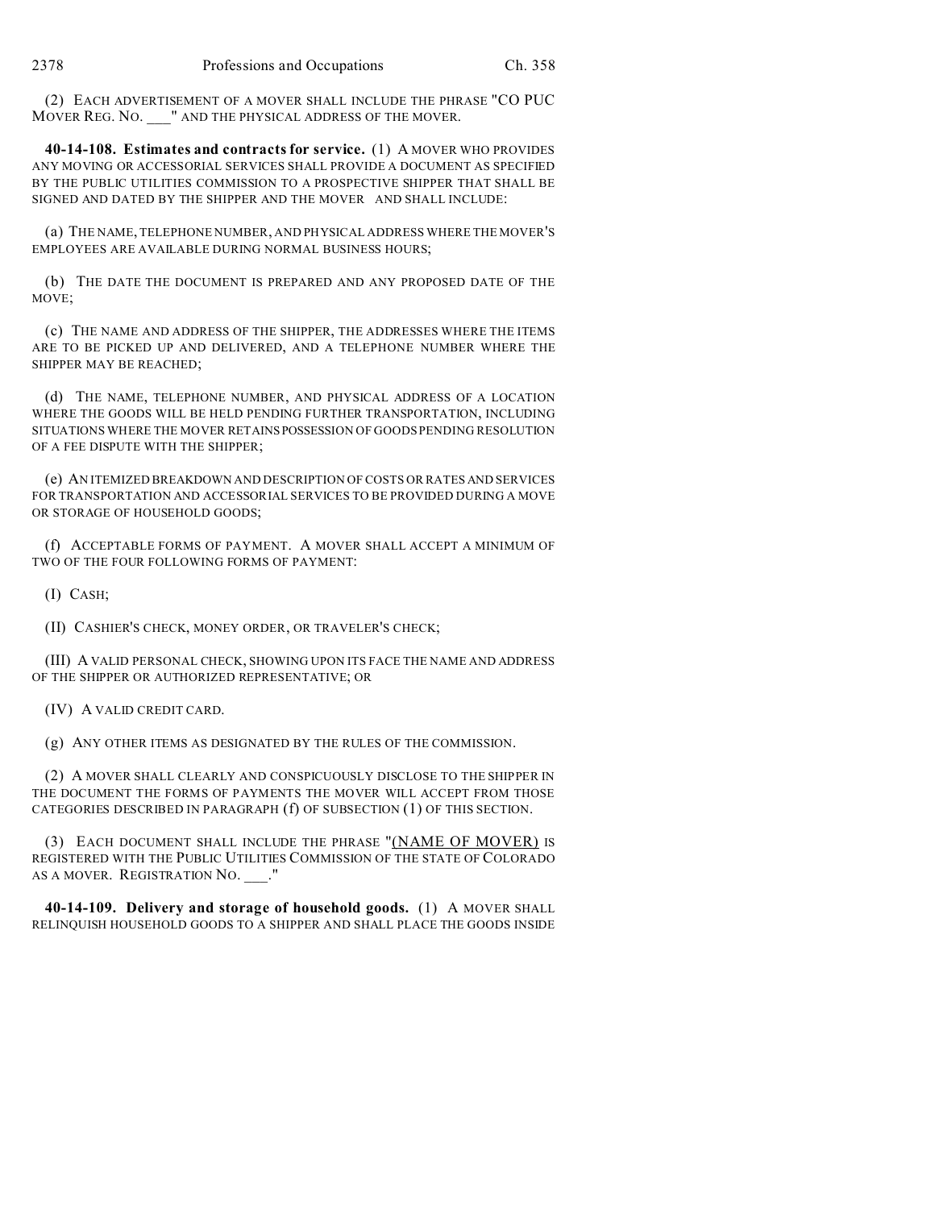(2) EACH ADVERTISEMENT OF A MOVER SHALL INCLUDE THE PHRASE "CO PUC MOVER REG. NO. ___" AND THE PHYSICAL ADDRESS OF THE MOVER.

**40-14-108. Estimates and contracts for service.** (1) A MOVER WHO PROVIDES ANY MOVING OR ACCESSORIAL SERVICES SHALL PROVIDE A DOCUMENT AS SPECIFIED BY THE PUBLIC UTILITIES COMMISSION TO A PROSPECTIVE SHIPPER THAT SHALL BE SIGNED AND DATED BY THE SHIPPER AND THE MOVER AND SHALL INCLUDE:

(a) THE NAME, TELEPHONE NUMBER, AND PHYSICAL ADDRESS WHERE THE MOVER'S EMPLOYEES ARE AVAILABLE DURING NORMAL BUSINESS HOURS;

(b) THE DATE THE DOCUMENT IS PREPARED AND ANY PROPOSED DATE OF THE MOVE;

(c) THE NAME AND ADDRESS OF THE SHIPPER, THE ADDRESSES WHERE THE ITEMS ARE TO BE PICKED UP AND DELIVERED, AND A TELEPHONE NUMBER WHERE THE SHIPPER MAY BE REACHED;

(d) THE NAME, TELEPHONE NUMBER, AND PHYSICAL ADDRESS OF A LOCATION WHERE THE GOODS WILL BE HELD PENDING FURTHER TRANSPORTATION, INCLUDING SITUATIONS WHERE THE MOVER RETAINS POSSESSION OF GOODS PENDING RESOLUTION OF A FEE DISPUTE WITH THE SHIPPER;

(e) AN ITEMIZED BREAKDOWN AND DESCRIPTION OF COSTS OR RATES AND SERVICES FOR TRANSPORTATION AND ACCESSORIAL SERVICES TO BE PROVIDED DURING A MOVE OR STORAGE OF HOUSEHOLD GOODS;

(f) ACCEPTABLE FORMS OF PAYMENT. A MOVER SHALL ACCEPT A MINIMUM OF TWO OF THE FOUR FOLLOWING FORMS OF PAYMENT:

(I) CASH;

(II) CASHIER'S CHECK, MONEY ORDER, OR TRAVELER'S CHECK;

(III) A VALID PERSONAL CHECK, SHOWING UPON ITS FACE THE NAME AND ADDRESS OF THE SHIPPER OR AUTHORIZED REPRESENTATIVE; OR

(IV) A VALID CREDIT CARD.

(g) ANY OTHER ITEMS AS DESIGNATED BY THE RULES OF THE COMMISSION.

(2) A MOVER SHALL CLEARLY AND CONSPICUOUSLY DISCLOSE TO THE SHIPPER IN THE DOCUMENT THE FORMS OF PAYMENTS THE MOVER WILL ACCEPT FROM THOSE CATEGORIES DESCRIBED IN PARAGRAPH (f) OF SUBSECTION (1) OF THIS SECTION.

(3) EACH DOCUMENT SHALL INCLUDE THE PHRASE "(NAME OF MOVER) IS REGISTERED WITH THE PUBLIC UTILITIES COMMISSION OF THE STATE OF COLORADO AS A MOVER. REGISTRATION NO. ___."

**40-14-109. Delivery and storage of household goods.** (1) A MOVER SHALL RELINQUISH HOUSEHOLD GOODS TO A SHIPPER AND SHALL PLACE THE GOODS INSIDE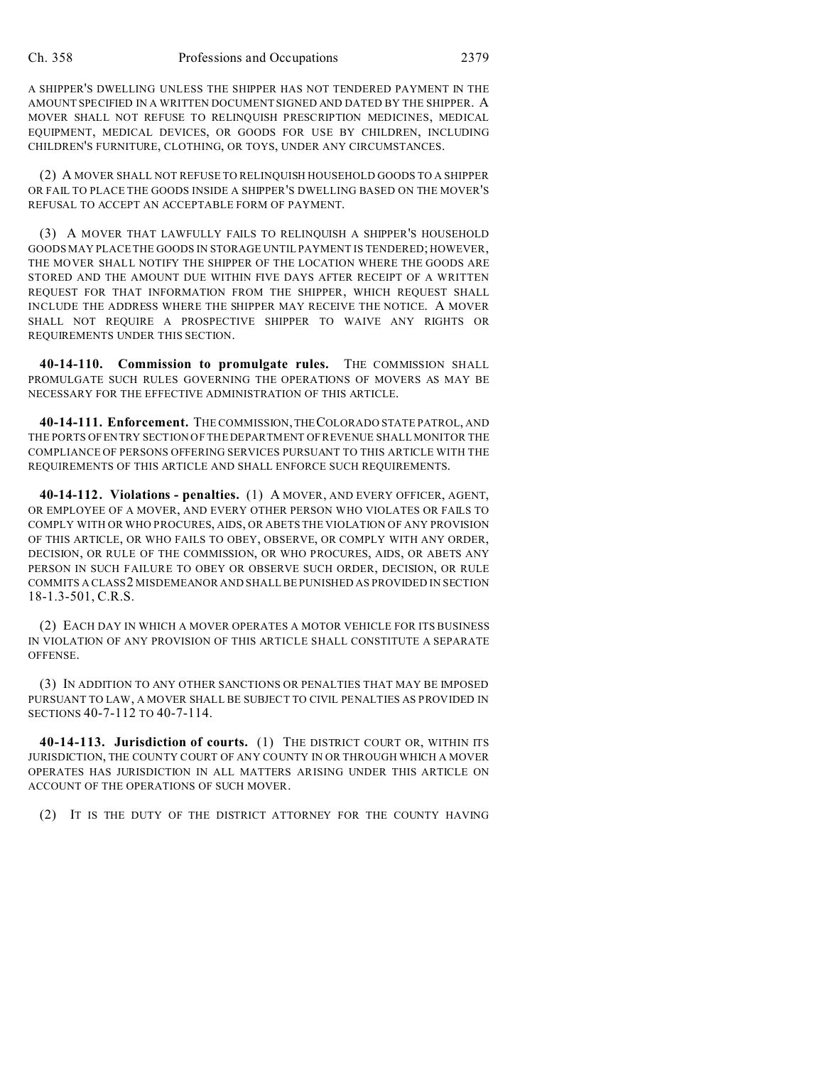A SHIPPER'S DWELLING UNLESS THE SHIPPER HAS NOT TENDERED PAYMENT IN THE AMOUNT SPECIFIED IN A WRITTEN DOCUMENT SIGNED AND DATED BY THE SHIPPER. A MOVER SHALL NOT REFUSE TO RELINQUISH PRESCRIPTION MEDICINES, MEDICAL EQUIPMENT, MEDICAL DEVICES, OR GOODS FOR USE BY CHILDREN, INCLUDING CHILDREN'S FURNITURE, CLOTHING, OR TOYS, UNDER ANY CIRCUMSTANCES.

(2) A MOVER SHALL NOT REFUSE TO RELINQUISH HOUSEHOLD GOODS TO A SHIPPER OR FAIL TO PLACE THE GOODS INSIDE A SHIPPER'S DWELLING BASED ON THE MOVER'S REFUSAL TO ACCEPT AN ACCEPTABLE FORM OF PAYMENT.

(3) A MOVER THAT LAWFULLY FAILS TO RELINQUISH A SHIPPER'S HOUSEHOLD GOODS MAY PLACE THE GOODS IN STORAGE UNTIL PAYMENT IS TENDERED; HOWEVER, THE MOVER SHALL NOTIFY THE SHIPPER OF THE LOCATION WHERE THE GOODS ARE STORED AND THE AMOUNT DUE WITHIN FIVE DAYS AFTER RECEIPT OF A WRITTEN REQUEST FOR THAT INFORMATION FROM THE SHIPPER, WHICH REQUEST SHALL INCLUDE THE ADDRESS WHERE THE SHIPPER MAY RECEIVE THE NOTICE. A MOVER SHALL NOT REQUIRE A PROSPECTIVE SHIPPER TO WAIVE ANY RIGHTS OR REQUIREMENTS UNDER THIS SECTION.

**40-14-110. Commission to promulgate rules.** THE COMMISSION SHALL PROMULGATE SUCH RULES GOVERNING THE OPERATIONS OF MOVERS AS MAY BE NECESSARY FOR THE EFFECTIVE ADMINISTRATION OF THIS ARTICLE.

**40-14-111. Enforcement.** THE COMMISSION, THE COLORADO STATE PATROL, AND THE PORTS OF ENTRY SECTION OF THE DEPARTMENT OF REVENUE SHALL MONITOR THE COMPLIANCE OF PERSONS OFFERING SERVICES PURSUANT TO THIS ARTICLE WITH THE REQUIREMENTS OF THIS ARTICLE AND SHALL ENFORCE SUCH REQUIREMENTS.

**40-14-112. Violations - penalties.** (1) A MOVER, AND EVERY OFFICER, AGENT, OR EMPLOYEE OF A MOVER, AND EVERY OTHER PERSON WHO VIOLATES OR FAILS TO COMPLY WITH OR WHO PROCURES, AIDS, OR ABETS THE VIOLATION OF ANY PROVISION OF THIS ARTICLE, OR WHO FAILS TO OBEY, OBSERVE, OR COMPLY WITH ANY ORDER, DECISION, OR RULE OF THE COMMISSION, OR WHO PROCURES, AIDS, OR ABETS ANY PERSON IN SUCH FAILURE TO OBEY OR OBSERVE SUCH ORDER, DECISION, OR RULE COMMITS A CLASS 2 MISDEMEANOR AND SHALL BE PUNISHED AS PROVIDED IN SECTION 18-1.3-501, C.R.S.

(2) EACH DAY IN WHICH A MOVER OPERATES A MOTOR VEHICLE FOR ITS BUSINESS IN VIOLATION OF ANY PROVISION OF THIS ARTICLE SHALL CONSTITUTE A SEPARATE OFFENSE.

(3) IN ADDITION TO ANY OTHER SANCTIONS OR PENALTIES THAT MAY BE IMPOSED PURSUANT TO LAW, A MOVER SHALL BE SUBJECT TO CIVIL PENALTIES AS PROVIDED IN SECTIONS 40-7-112 TO 40-7-114.

**40-14-113. Jurisdiction of courts.** (1) THE DISTRICT COURT OR, WITHIN ITS JURISDICTION, THE COUNTY COURT OF ANY COUNTY IN OR THROUGH WHICH A MOVER OPERATES HAS JURISDICTION IN ALL MATTERS ARISING UNDER THIS ARTICLE ON ACCOUNT OF THE OPERATIONS OF SUCH MOVER.

(2) IT IS THE DUTY OF THE DISTRICT ATTORNEY FOR THE COUNTY HAVING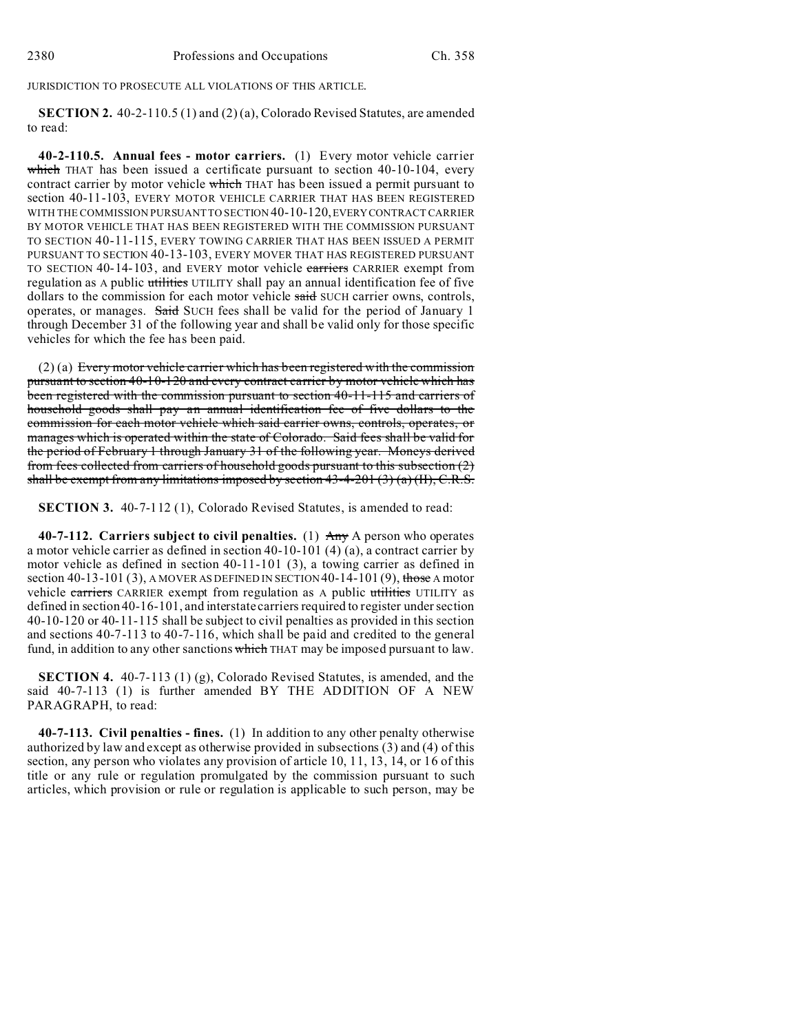JURISDICTION TO PROSECUTE ALL VIOLATIONS OF THIS ARTICLE.

**SECTION 2.** 40-2-110.5 (1) and (2) (a), Colorado Revised Statutes, are amended to read:

**40-2-110.5. Annual fees - motor carriers.** (1) Every motor vehicle carrier ~~which~~ THAT has been issued a certificate pursuant to section 40-10-104, every contract carrier by motor vehicle ~~which~~ THAT has been issued a permit pursuant to section 40-11-103, EVERY MOTOR VEHICLE CARRIER THAT HAS BEEN REGISTERED WITH THE COMMISSION PURSUANT TO SECTION 40-10-120, EVERY CONTRACT CARRIER BY MOTOR VEHICLE THAT HAS BEEN REGISTERED WITH THE COMMISSION PURSUANT TO SECTION 40-11-115, EVERY TOWING CARRIER THAT HAS BEEN ISSUED A PERMIT PURSUANT TO SECTION 40-13-103, EVERY MOVER THAT HAS REGISTERED PURSUANT TO SECTION 40-14-103, and EVERY motor vehicle ~~carriers~~ CARRIER exempt from regulation as A public ~~utilities~~ UTILITY shall pay an annual identification fee of five dollars to the commission for each motor vehicle ~~said~~ SUCH carrier owns, controls, operates, or manages. ~~Said~~ SUCH fees shall be valid for the period of January 1 through December 31 of the following year and shall be valid only for those specific vehicles for which the fee has been paid.

(2) (a) ~~Every motor vehicle carrier which has been registered with the commission pursuant to section 40-10-120 and every contract carrier by motor vehicle which has been registered with the commission pursuant to section 40-11-115 and carriers of household goods shall pay an annual identification fee of five dollars to the commission for each motor vehicle which said carrier owns, controls, operates, or manages which is operated within the state of Colorado. Said fees shall be valid for the period of February 1 through January 31 of the following year. Moneys derived from fees collected from carriers of household goods pursuant to this subsection (2) shall be exempt from any limitations imposed by section 43-4-201 (3) (a) (II), C.R.S.~~

**SECTION 3.** 40-7-112 (1), Colorado Revised Statutes, is amended to read:

**40-7-112. Carriers subject to civil penalties.** (1) ~~Any~~ A person who operates a motor vehicle carrier as defined in section 40-10-101 (4) (a), a contract carrier by motor vehicle as defined in section 40-11-101 (3), a towing carrier as defined in section 40-13-101 (3), A MOVER AS DEFINED IN SECTION 40-14-101 (9), ~~those~~ A motor vehicle ~~carriers~~ CARRIER exempt from regulation as A public ~~utilities~~ UTILITY as defined in section 40-16-101, and interstate carriers required to register under section 40-10-120 or 40-11-115 shall be subject to civil penalties as provided in this section and sections 40-7-113 to 40-7-116, which shall be paid and credited to the general fund, in addition to any other sanctions ~~which~~ THAT may be imposed pursuant to law.

**SECTION 4.** 40-7-113 (1) (g), Colorado Revised Statutes, is amended, and the said 40-7-113 (1) is further amended BY THE ADDITION OF A NEW PARAGRAPH, to read:

**40-7-113. Civil penalties - fines.** (1) In addition to any other penalty otherwise authorized by law and except as otherwise provided in subsections (3) and (4) of this section, any person who violates any provision of article 10, 11, 13, 14, or 16 of this title or any rule or regulation promulgated by the commission pursuant to such articles, which provision or rule or regulation is applicable to such person, may be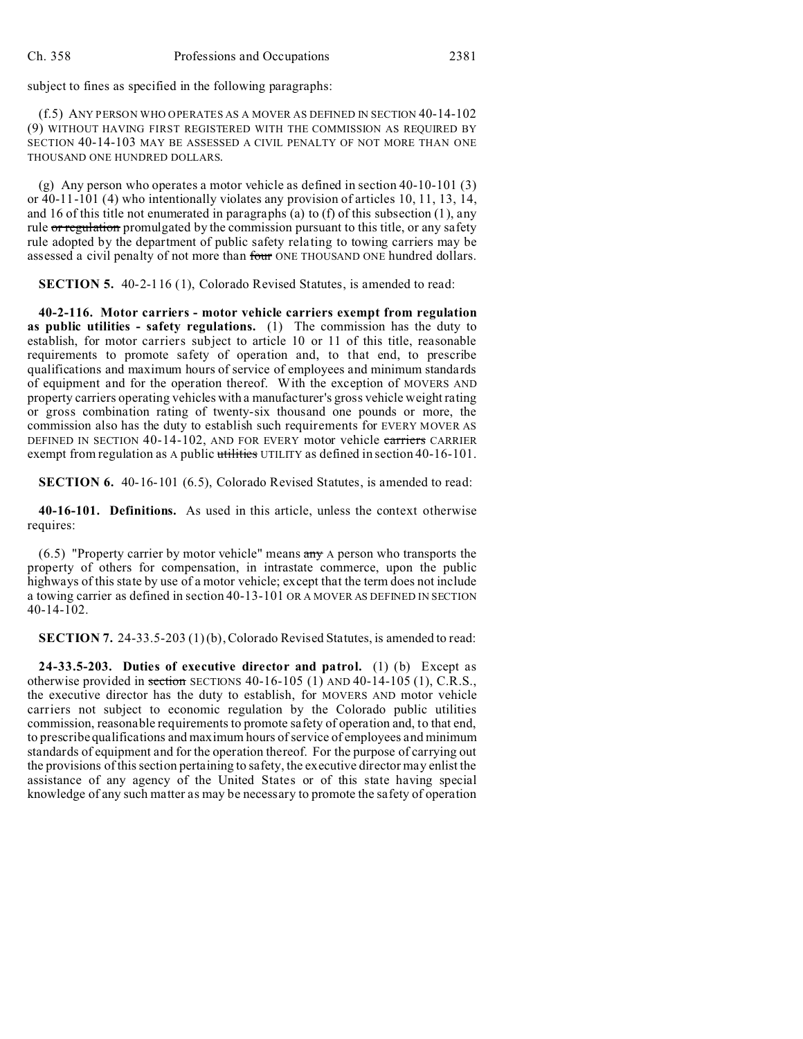subject to fines as specified in the following paragraphs:

(f.5) ANY PERSON WHO OPERATES AS A MOVER AS DEFINED IN SECTION 40-14-102 (9) WITHOUT HAVING FIRST REGISTERED WITH THE COMMISSION AS REQUIRED BY SECTION 40-14-103 MAY BE ASSESSED A CIVIL PENALTY OF NOT MORE THAN ONE THOUSAND ONE HUNDRED DOLLARS.

(g) Any person who operates a motor vehicle as defined in section 40-10-101 (3) or 40-11-101 (4) who intentionally violates any provision of articles 10, 11, 13, 14, and 16 of this title not enumerated in paragraphs (a) to (f) of this subsection (1), any rule ~~or regulation~~ promulgated by the commission pursuant to this title, or any safety rule adopted by the department of public safety relating to towing carriers may be assessed a civil penalty of not more than ~~four~~ ONE THOUSAND ONE hundred dollars.

**SECTION 5.** 40-2-116 (1), Colorado Revised Statutes, is amended to read:

**40-2-116. Motor carriers - motor vehicle carriers exempt from regulation as public utilities - safety regulations.** (1) The commission has the duty to establish, for motor carriers subject to article 10 or 11 of this title, reasonable requirements to promote safety of operation and, to that end, to prescribe qualifications and maximum hours of service of employees and minimum standards of equipment and for the operation thereof. With the exception of MOVERS AND property carriers operating vehicles with a manufacturer's gross vehicle weight rating or gross combination rating of twenty-six thousand one pounds or more, the commission also has the duty to establish such requirements for EVERY MOVER AS DEFINED IN SECTION 40-14-102, AND FOR EVERY motor vehicle ~~carriers~~ CARRIER exempt from regulation as A public ~~utilities~~ UTILITY as defined in section 40-16-101.

**SECTION 6.** 40-16-101 (6.5), Colorado Revised Statutes, is amended to read:

**40-16-101. Definitions.** As used in this article, unless the context otherwise requires:

(6.5) "Property carrier by motor vehicle" means ~~any~~ A person who transports the property of others for compensation, in intrastate commerce, upon the public highways of this state by use of a motor vehicle; except that the term does not include a towing carrier as defined in section 40-13-101 OR A MOVER AS DEFINED IN SECTION 40-14-102.

**SECTION 7.** 24-33.5-203 (1) (b), Colorado Revised Statutes, is amended to read:

**24-33.5-203. Duties of executive director and patrol.** (1) (b) Except as otherwise provided in ~~section~~ SECTIONS 40-16-105 (1) AND 40-14-105 (1), C.R.S., the executive director has the duty to establish, for MOVERS AND motor vehicle carriers not subject to economic regulation by the Colorado public utilities commission, reasonable requirements to promote safety of operation and, to that end, to prescribe qualifications and maximum hours of service of employees and minimum standards of equipment and for the operation thereof. For the purpose of carrying out the provisions of this section pertaining to safety, the executive director may enlist the assistance of any agency of the United States or of this state having special knowledge of any such matter as may be necessary to promote the safety of operation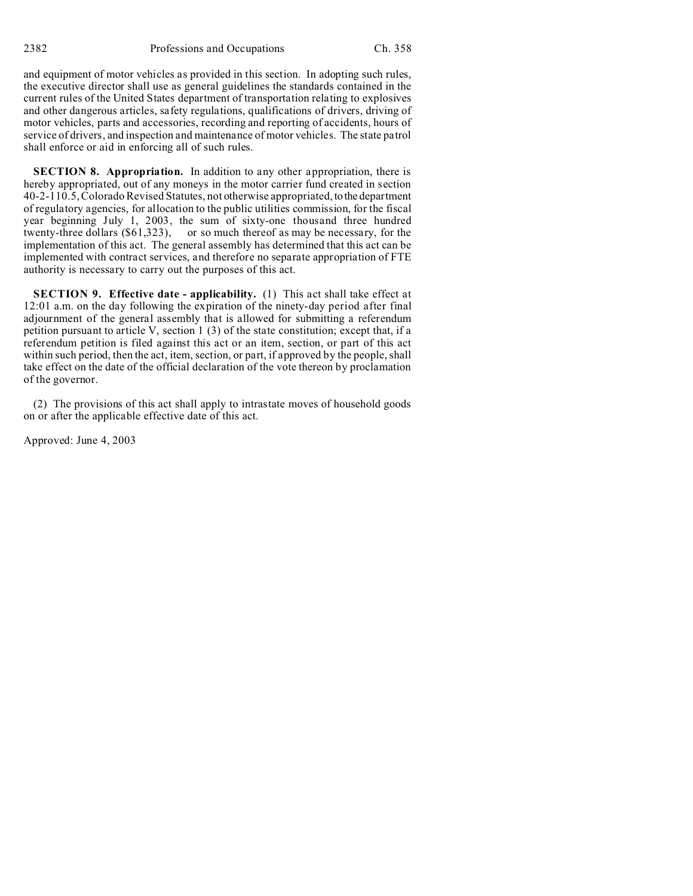and equipment of motor vehicles as provided in this section. In adopting such rules, the executive director shall use as general guidelines the standards contained in the current rules of the United States department of transportation relating to explosives and other dangerous articles, safety regulations, qualifications of drivers, driving of motor vehicles, parts and accessories, recording and reporting of accidents, hours of service of drivers, and inspection and maintenance of motor vehicles. The state patrol shall enforce or aid in enforcing all of such rules.

**SECTION 8. Appropriation.** In addition to any other appropriation, there is hereby appropriated, out of any moneys in the motor carrier fund created in section 40-2-110.5, Colorado Revised Statutes, not otherwise appropriated, to the department of regulatory agencies, for allocation to the public utilities commission, for the fiscal year beginning July 1, 2003, the sum of sixty-one thousand three hundred twenty-three dollars ($61,323), or so much thereof as may be necessary, for the implementation of this act. The general assembly has determined that this act can be implemented with contract services, and therefore no separate appropriation of FTE authority is necessary to carry out the purposes of this act.

**SECTION 9. Effective date - applicability.** (1) This act shall take effect at 12:01 a.m. on the day following the expiration of the ninety-day period after final adjournment of the general assembly that is allowed for submitting a referendum petition pursuant to article V, section 1 (3) of the state constitution; except that, if a referendum petition is filed against this act or an item, section, or part of this act within such period, then the act, item, section, or part, if approved by the people, shall take effect on the date of the official declaration of the vote thereon by proclamation of the governor.

(2) The provisions of this act shall apply to intrastate moves of household goods on or after the applicable effective date of this act.

Approved: June 4, 2003